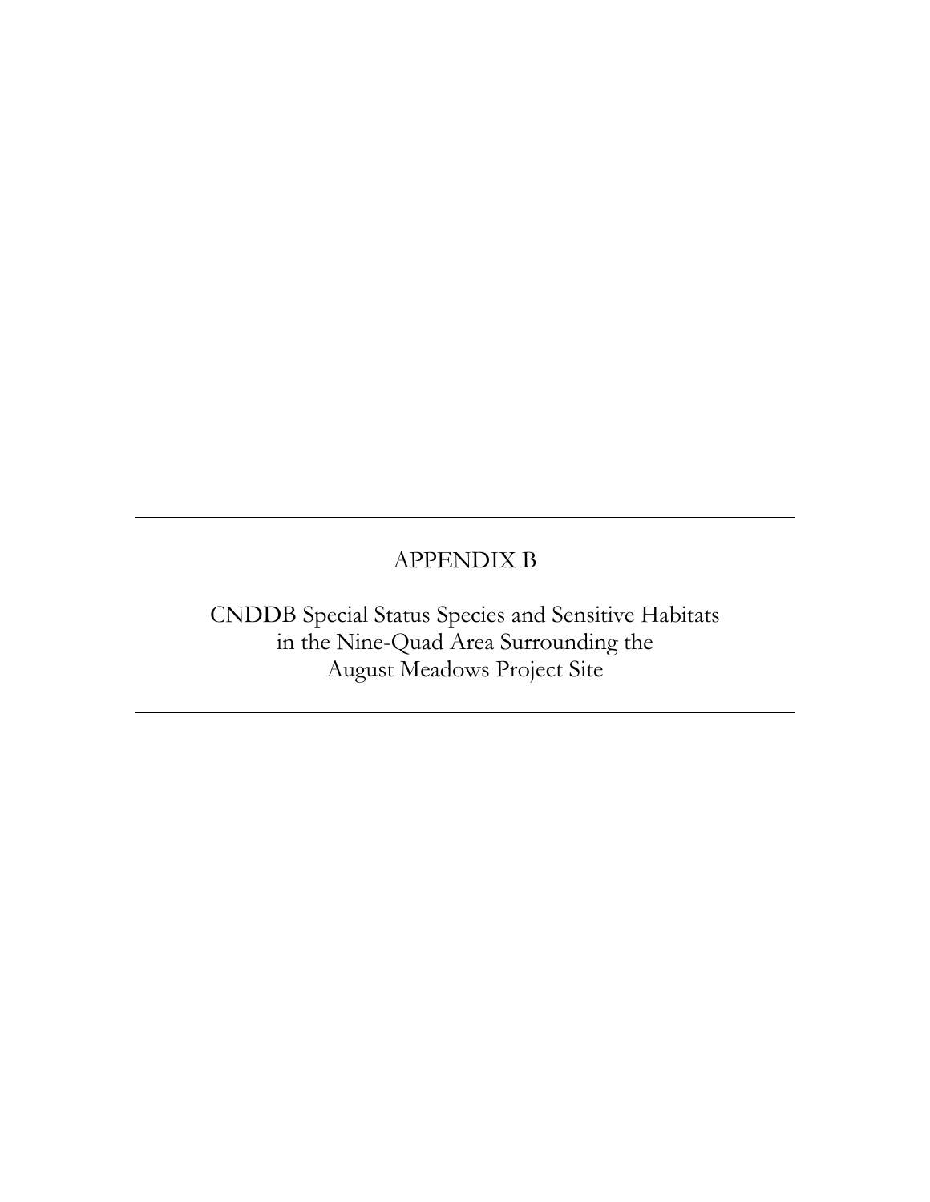---

# APPENDIX B

## CNDDB Special Status Species and Sensitive Habitats in the Nine-Quad Area Surrounding the August Meadows Project Site

---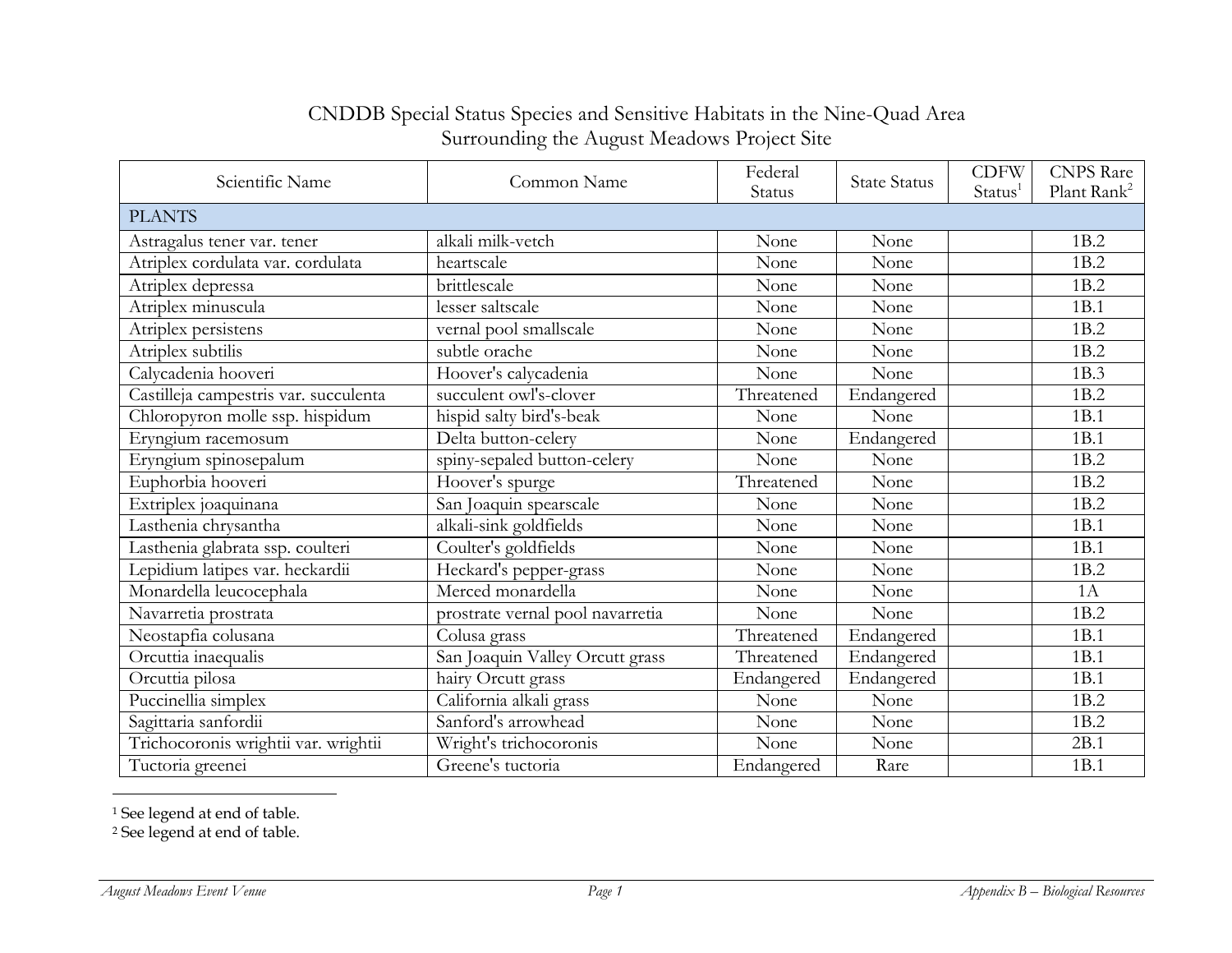# CNDDB Special Status Species and Sensitive Habitats in the Nine-Quad Area Surrounding the August Meadows Project Site

| Scientific Name | Common Name | Federal Status | State Status | CDFW Status[1] | CNPS Rare Plant Rank[2] |
|---|---|---|---|---|---|
| PLANTS | | | | | |
| Astragalus tener var. tener | alkali milk-vetch | None | None | | 1B.2 |
| Atriplex cordulata var. cordulata | heartscale | None | None | | 1B.2 |
| Atriplex depressa | brittlescale | None | None | | 1B.2 |
| Atriplex minuscula | lesser saltscale | None | None | | 1B.1 |
| Atriplex persistens | vernal pool smallscale | None | None | | 1B.2 |
| Atriplex subtilis | subtle orache | None | None | | 1B.2 |
| Calycadenia hooveri | Hoover's calycadenia | None | None | | 1B.3 |
| Castilleja campestris var. succulenta | succulent owl's-clover | Threatened | Endangered | | 1B.2 |
| Chloropyron molle ssp. hispidum | hispid salty bird's-beak | None | None | | 1B.1 |
| Eryngium racemosum | Delta button-celery | None | Endangered | | 1B.1 |
| Eryngium spinosepalum | spiny-sepaled button-celery | None | None | | 1B.2 |
| Euphorbia hooveri | Hoover's spurge | Threatened | None | | 1B.2 |
| Extriplex joaquinana | San Joaquin spearscale | None | None | | 1B.2 |
| Lasthenia chrysantha | alkali-sink goldfields | None | None | | 1B.1 |
| Lasthenia glabrata ssp. coulteri | Coulter's goldfields | None | None | | 1B.1 |
| Lepidium latipes var. heckardii | Heckard's pepper-grass | None | None | | 1B.2 |
| Monardella leucocephala | Merced monardella | None | None | | 1A |
| Navarretia prostrata | prostrate vernal pool navarretia | None | None | | 1B.2 |
| Neostapfia colusana | Colusa grass | Threatened | Endangered | | 1B.1 |
| Orcuttia inaequalis | San Joaquin Valley Orcutt grass | Threatened | Endangered | | 1B.1 |
| Orcuttia pilosa | hairy Orcutt grass | Endangered | Endangered | | 1B.1 |
| Puccinellia simplex | California alkali grass | None | None | | 1B.2 |
| Sagittaria sanfordii | Sanford's arrowhead | None | None | | 1B.2 |
| Trichocoronis wrightii var. wrightii | Wright's trichocoronis | None | None | | 2B.1 |
| Tuctoria greenei | Greene's tuctoria | Endangered | Rare | | 1B.1 |

[1] See legend at end of table.

[2] See legend at end of table.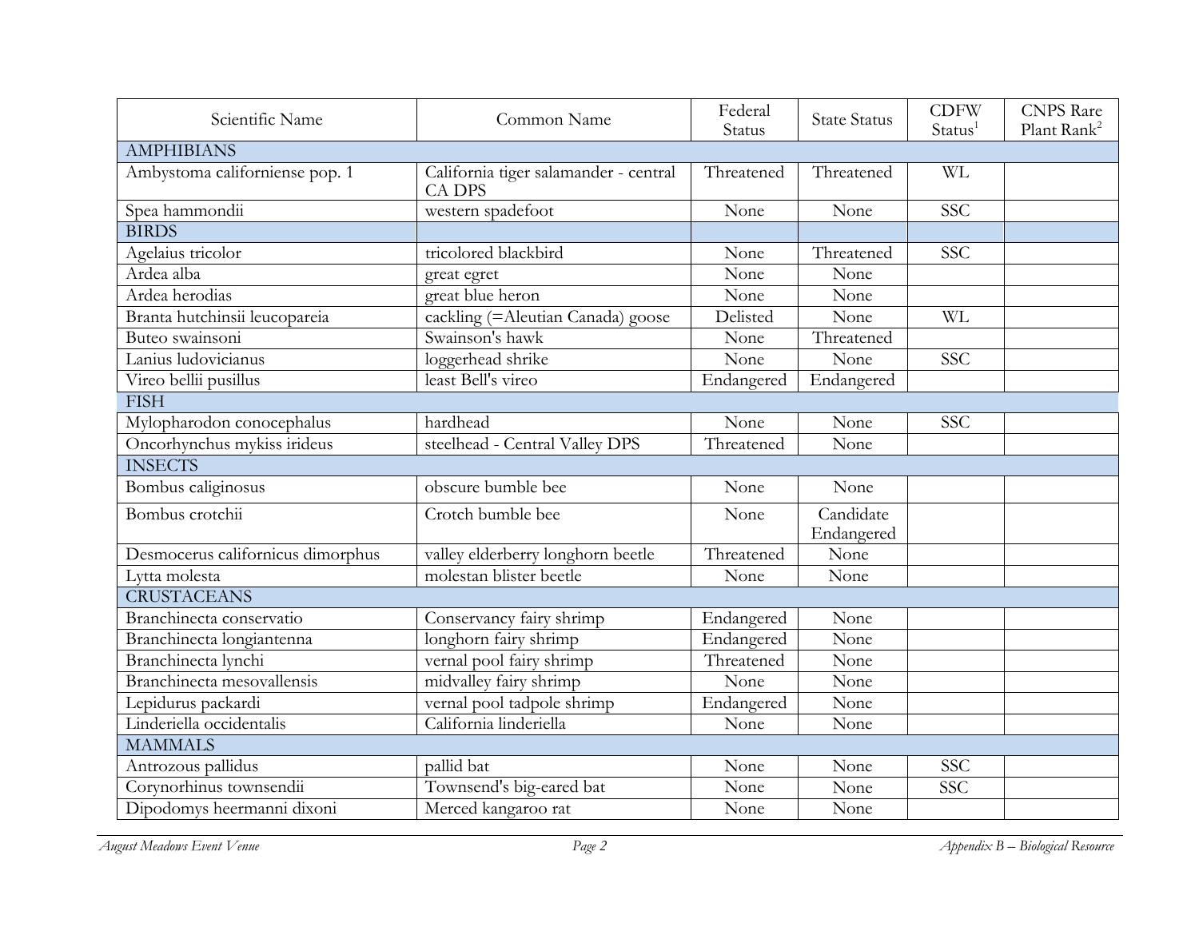| Scientific Name | Common Name | Federal Status | State Status | CDFW Status[1] | CNPS Rare Plant Rank[2] |
|---|---|---|---|---|---|
| AMPHIBIANS | | | | | |
| Ambystoma californiense pop. 1 | California tiger salamander - central CA DPS | Threatened | Threatened | WL | |
| Spea hammondii | western spadefoot | None | None | SSC | |
| BIRDS | | | | | |
| Agelaius tricolor | tricolored blackbird | None | Threatened | SSC | |
| Ardea alba | great egret | None | None | | |
| Ardea herodias | great blue heron | None | None | | |
| Branta hutchinsii leucopareia | cackling (=Aleutian Canada) goose | Delisted | None | WL | |
| Buteo swainsoni | Swainson's hawk | None | Threatened | | |
| Lanius ludovicianus | loggerhead shrike | None | None | SSC | |
| Vireo bellii pusillus | least Bell's vireo | Endangered | Endangered | | |
| FISH | | | | | |
| Mylopharodon conocephalus | hardhead | None | None | SSC | |
| Oncorhynchus mykiss irideus | steelhead - Central Valley DPS | Threatened | None | | |
| INSECTS | | | | | |
| Bombus caliginosus | obscure bumble bee | None | None | | |
| Bombus crotchii | Crotch bumble bee | None | Candidate Endangered | | |
| Desmocerus californicus dimorphus | valley elderberry longhorn beetle | Threatened | None | | |
| Lytta molesta | molestan blister beetle | None | None | | |
| CRUSTACEANS | | | | | |
| Branchinecta conservatio | Conservancy fairy shrimp | Endangered | None | | |
| Branchinecta longiantenna | longhorn fairy shrimp | Endangered | None | | |
| Branchinecta lynchi | vernal pool fairy shrimp | Threatened | None | | |
| Branchinecta mesovallensis | midvalley fairy shrimp | None | None | | |
| Lepidurus packardi | vernal pool tadpole shrimp | Endangered | None | | |
| Linderiella occidentalis | California linderiella | None | None | | |
| MAMMALS | | | | | |
| Antrozous pallidus | pallid bat | None | None | SSC | |
| Corynorhinus townsendii | Townsend's big-eared bat | None | None | SSC | |
| Dipodomys heermanni dixoni | Merced kangaroo rat | None | None | | |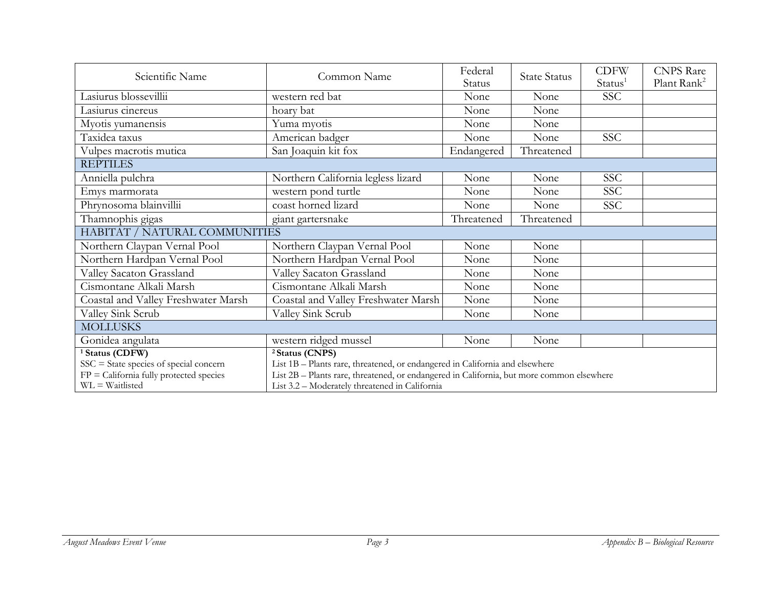| Scientific Name | Common Name | Federal Status | State Status | CDFW Status[1] | CNPS Rare Plant Rank[2] |
|---|---|---|---|---|---|
| Lasiurus blossevillii | western red bat | None | None | SSC | |
| Lasiurus cinereus | hoary bat | None | None | | |
| Myotis yumanensis | Yuma myotis | None | None | | |
| Taxidea taxus | American badger | None | None | SSC | |
| Vulpes macrotis mutica | San Joaquin kit fox | Endangered | Threatened | | |
| REPTILES | | | | | |
| Anniella pulchra | Northern California legless lizard | None | None | SSC | |
| Emys marmorata | western pond turtle | None | None | SSC | |
| Phrynosoma blainvillii | coast horned lizard | None | None | SSC | |
| Thamnophis gigas | giant gartersnake | Threatened | Threatened | | |
| HABITAT / NATURAL COMMUNITIES | | | | | |
| Northern Claypan Vernal Pool | Northern Claypan Vernal Pool | None | None | | |
| Northern Hardpan Vernal Pool | Northern Hardpan Vernal Pool | None | None | | |
| Valley Sacaton Grassland | Valley Sacaton Grassland | None | None | | |
| Cismontane Alkali Marsh | Cismontane Alkali Marsh | None | None | | |
| Coastal and Valley Freshwater Marsh | Coastal and Valley Freshwater Marsh | None | None | | |
| Valley Sink Scrub | Valley Sink Scrub | None | None | | |
| MOLLUSKS | | | | | |
| Gonidea angulata | western ridged mussel | None | None | | |

[1] **Status (CDFW)**
SSC = State species of special concern
FP = California fully protected species
WL = Waitlisted

[2] **Status (CNPS)**
List 1B – Plants rare, threatened, or endangered in California and elsewhere
List 2B – Plants rare, threatened, or endangered in California, but more common elsewhere
List 3.2 – Moderately threatened in California